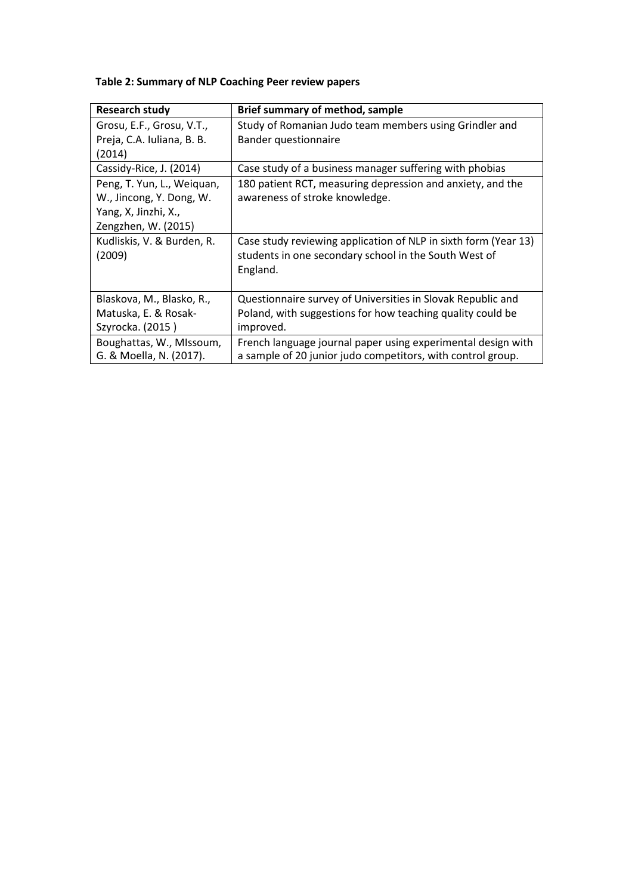**Table 2: Summary of NLP Coaching Peer review papers**

| Research study | Brief summary of method, sample |
| --- | --- |
| Grosu, E.F., Grosu, V.T., Preja, C.A. Iuliana, B. B. (2014) | Study of Romanian Judo team members using Grindler and Bander questionnaire |
| Cassidy-Rice, J. (2014) | Case study of a business manager suffering with phobias |
| Peng, T. Yun, L., Weiquan, W., Jincong, Y. Dong, W. Yang, X, Jinzhi, X., Zengzhen, W. (2015) | 180 patient RCT, measuring depression and anxiety, and the awareness of stroke knowledge. |
| Kudliskis, V. & Burden, R. (2009) | Case study reviewing application of NLP in sixth form (Year 13) students in one secondary school in the South West of England. |
| Blaskova, M., Blasko, R., Matuska, E. & Rosak-Szyrocka. (2015 ) | Questionnaire survey of Universities in Slovak Republic and Poland, with suggestions for how teaching quality could be improved. |
| Boughattas, W., MIssoum, G. & Moella, N. (2017). | French language journal paper using experimental design with a sample of 20 junior judo competitors, with control group. |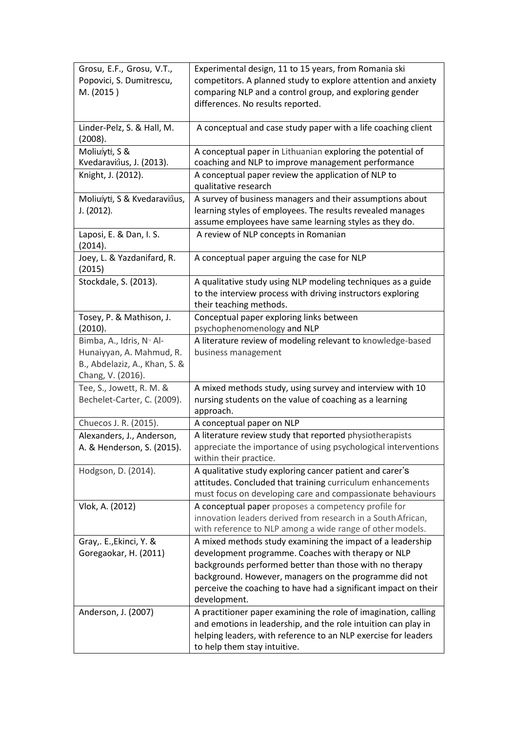| | |
|---|---|
| Grosu, E.F., Grosu, V.T., Popovici, S. Dumitrescu, M. (2015 ) | Experimental design, 11 to 15 years, from Romania ski competitors. A planned study to explore attention and anxiety comparing NLP and a control group, and exploring gender differences. No results reported. |
| Linder-Pelz, S. & Hall, M. (2008). | A conceptual and case study paper with a life coaching client |
| Moliušytė, S & Kvedaravičius, J. (2013). | A conceptual paper in Lithuanian exploring the potential of coaching and NLP to improve management performance |
| Knight, J. (2012). | A conceptual paper review the application of NLP to qualitative research |
| Moliušytė, S & Kvedaravičius, J. (2012). | A survey of business managers and their assumptions about learning styles of employees. The results revealed manages assume employees have same learning styles as they do. |
| Laposi, E. & Dan, I. S. (2014). | A review of NLP concepts in Romanian |
| Joey, L. & Yazdanifard, R. (2015) | A conceptual paper arguing the case for NLP |
| Stockdale, S. (2013). | A qualitative study using NLP modeling techniques as a guide to the interview process with driving instructors exploring their teaching methods. |
| Tosey, P. & Mathison, J. (2010). | Conceptual paper exploring links between psychophenomenology and NLP |
| Bimba, A., Idris, N., Al-Hunaiyyan, A. Mahmud, R. B., Abdelaziz, A., Khan, S. & Chang, V. (2016). | A literature review of modeling relevant to knowledge-based business management |
| Tee, S., Jowett, R. M. & Bechelet-Carter, C. (2009). | A mixed methods study, using survey and interview with 10 nursing students on the value of coaching as a learning approach. |
| Chuecos J. R. (2015). | A conceptual paper on NLP |
| Alexanders, J., Anderson, A. & Henderson, S. (2015). | A literature review study that reported physiotherapists appreciate the importance of using psychological interventions within their practice. |
| Hodgson, D. (2014). | A qualitative study exploring cancer patient and carer's attitudes. Concluded that training curriculum enhancements must focus on developing care and compassionate behaviours |
| Vlok, A. (2012) | A conceptual paper proposes a competency profile for innovation leaders derived from research in a South African, with reference to NLP among a wide range of other models. |
| Gray,. E.,Ekinci, Y. & Goregaokar, H. (2011) | A mixed methods study examining the impact of a leadership development programme. Coaches with therapy or NLP backgrounds performed better than those with no therapy background. However, managers on the programme did not perceive the coaching to have had a significant impact on their development. |
| Anderson, J. (2007) | A practitioner paper examining the role of imagination, calling and emotions in leadership, and the role intuition can play in helping leaders, with reference to an NLP exercise for leaders to help them stay intuitive. |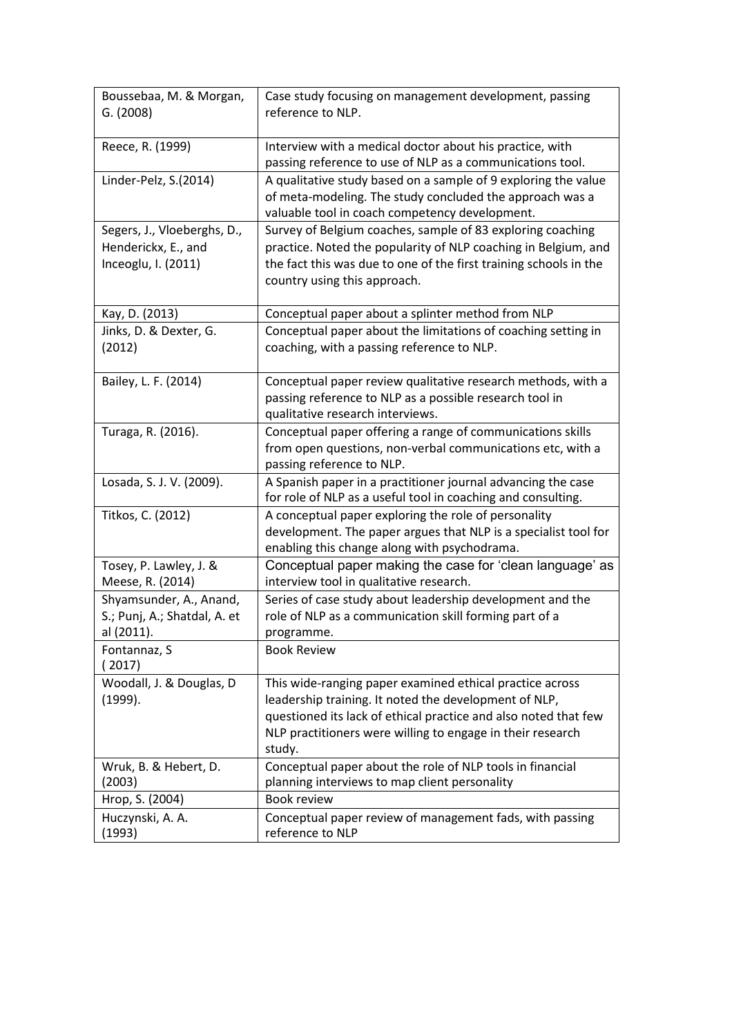| | |
|---|---|
| Boussebaa, M. & Morgan, G. (2008) | Case study focusing on management development, passing reference to NLP. |
| Reece, R. (1999) | Interview with a medical doctor about his practice, with passing reference to use of NLP as a communications tool. |
| Linder-Pelz, S.(2014) | A qualitative study based on a sample of 9 exploring the value of meta-modeling. The study concluded the approach was a valuable tool in coach competency development. |
| Segers, J., Vloeberghs, D., Henderickx, E., and Inceoglu, I. (2011) | Survey of Belgium coaches, sample of 83 exploring coaching practice. Noted the popularity of NLP coaching in Belgium, and the fact this was due to one of the first training schools in the country using this approach. |
| Kay, D. (2013) | Conceptual paper about a splinter method from NLP |
| Jinks, D. & Dexter, G. (2012) | Conceptual paper about the limitations of coaching setting in coaching, with a passing reference to NLP. |
| Bailey, L. F. (2014) | Conceptual paper review qualitative research methods, with a passing reference to NLP as a possible research tool in qualitative research interviews. |
| Turaga, R. (2016). | Conceptual paper offering a range of communications skills from open questions, non-verbal communications etc, with a passing reference to NLP. |
| Losada, S. J. V. (2009). | A Spanish paper in a practitioner journal advancing the case for role of NLP as a useful tool in coaching and consulting. |
| Titkos, C. (2012) | A conceptual paper exploring the role of personality development. The paper argues that NLP is a specialist tool for enabling this change along with psychodrama. |
| Tosey, P. Lawley, J. & Meese, R. (2014) | Conceptual paper making the case for 'clean language' as interview tool in qualitative research. |
| Shyamsunder, A., Anand, S.; Punj, A.; Shatdal, A. et al (2011). | Series of case study about leadership development and the role of NLP as a communication skill forming part of a programme. |
| Fontannaz, S ( 2017) | Book Review |
| Woodall, J. & Douglas, D (1999). | This wide-ranging paper examined ethical practice across leadership training. It noted the development of NLP, questioned its lack of ethical practice and also noted that few NLP practitioners were willing to engage in their research study. |
| Wruk, B. & Hebert, D. (2003) | Conceptual paper about the role of NLP tools in financial planning interviews to map client personality |
| Hrop, S. (2004) | Book review |
| Huczynski, A. A. (1993) | Conceptual paper review of management fads, with passing reference to NLP |